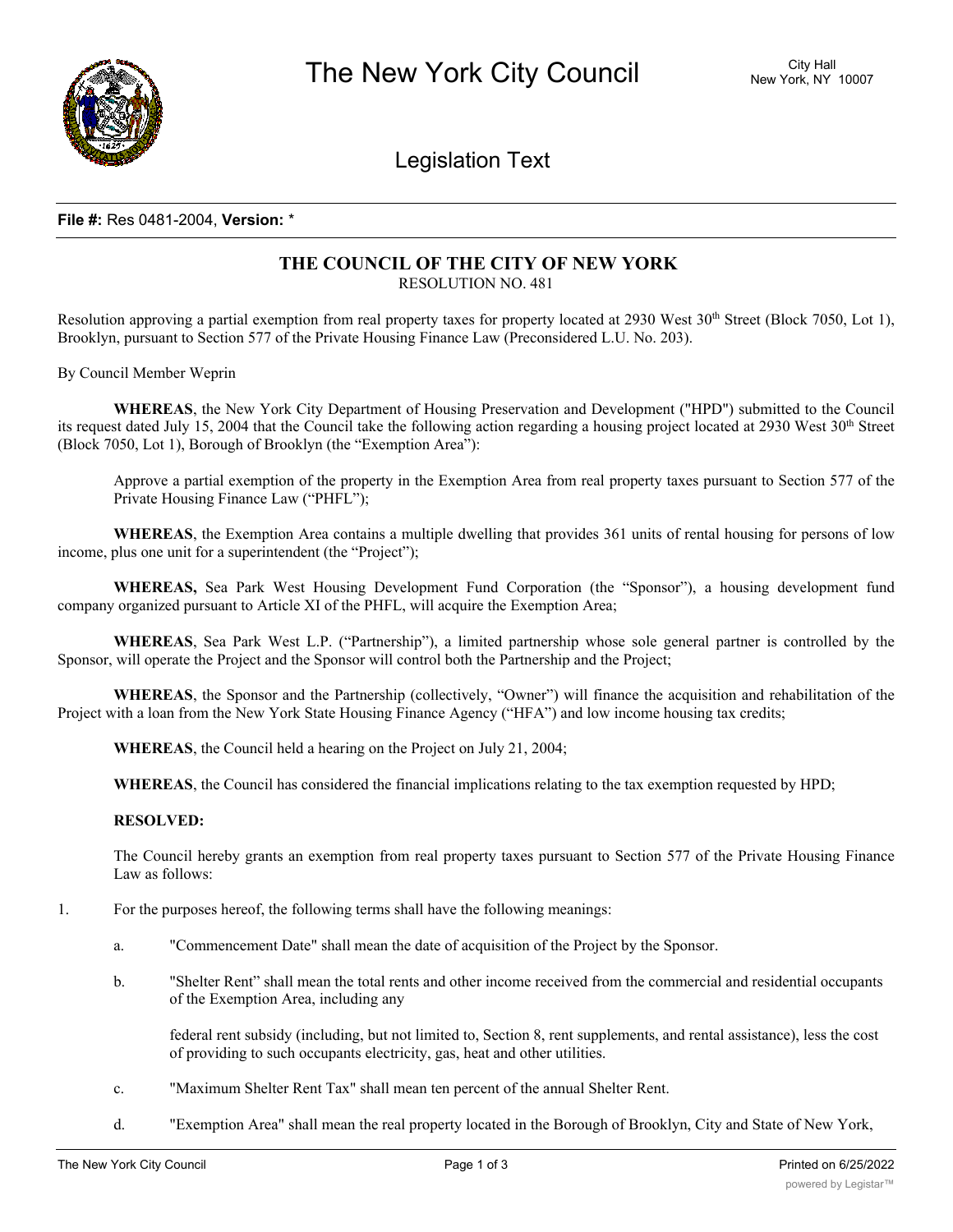# The New York City Council

City Hall
New York, NY 10007

## Legislation Text

**File #:** Res 0481-2004, **Version:** *

## THE COUNCIL OF THE CITY OF NEW YORK

RESOLUTION NO. 481

Resolution approving a partial exemption from real property taxes for property located at 2930 West 30th Street (Block 7050, Lot 1), Brooklyn, pursuant to Section 577 of the Private Housing Finance Law (Preconsidered L.U. No. 203).

By Council Member Weprin

**WHEREAS**, the New York City Department of Housing Preservation and Development ("HPD") submitted to the Council its request dated July 15, 2004 that the Council take the following action regarding a housing project located at 2930 West 30th Street (Block 7050, Lot 1), Borough of Brooklyn (the "Exemption Area"):

Approve a partial exemption of the property in the Exemption Area from real property taxes pursuant to Section 577 of the Private Housing Finance Law ("PHFL");

**WHEREAS**, the Exemption Area contains a multiple dwelling that provides 361 units of rental housing for persons of low income, plus one unit for a superintendent (the "Project");

**WHEREAS,** Sea Park West Housing Development Fund Corporation (the "Sponsor"), a housing development fund company organized pursuant to Article XI of the PHFL, will acquire the Exemption Area;

**WHEREAS**, Sea Park West L.P. ("Partnership"), a limited partnership whose sole general partner is controlled by the Sponsor, will operate the Project and the Sponsor will control both the Partnership and the Project;

**WHEREAS**, the Sponsor and the Partnership (collectively, "Owner") will finance the acquisition and rehabilitation of the Project with a loan from the New York State Housing Finance Agency ("HFA") and low income housing tax credits;

**WHEREAS**, the Council held a hearing on the Project on July 21, 2004;

**WHEREAS**, the Council has considered the financial implications relating to the tax exemption requested by HPD;

**RESOLVED:**

The Council hereby grants an exemption from real property taxes pursuant to Section 577 of the Private Housing Finance Law as follows:

1. For the purposes hereof, the following terms shall have the following meanings:

   a. "Commencement Date" shall mean the date of acquisition of the Project by the Sponsor.

   b. "Shelter Rent" shall mean the total rents and other income received from the commercial and residential occupants of the Exemption Area, including any federal rent subsidy (including, but not limited to, Section 8, rent supplements, and rental assistance), less the cost of providing to such occupants electricity, gas, heat and other utilities.

   c. "Maximum Shelter Rent Tax" shall mean ten percent of the annual Shelter Rent.

   d. "Exemption Area" shall mean the real property located in the Borough of Brooklyn, City and State of New York,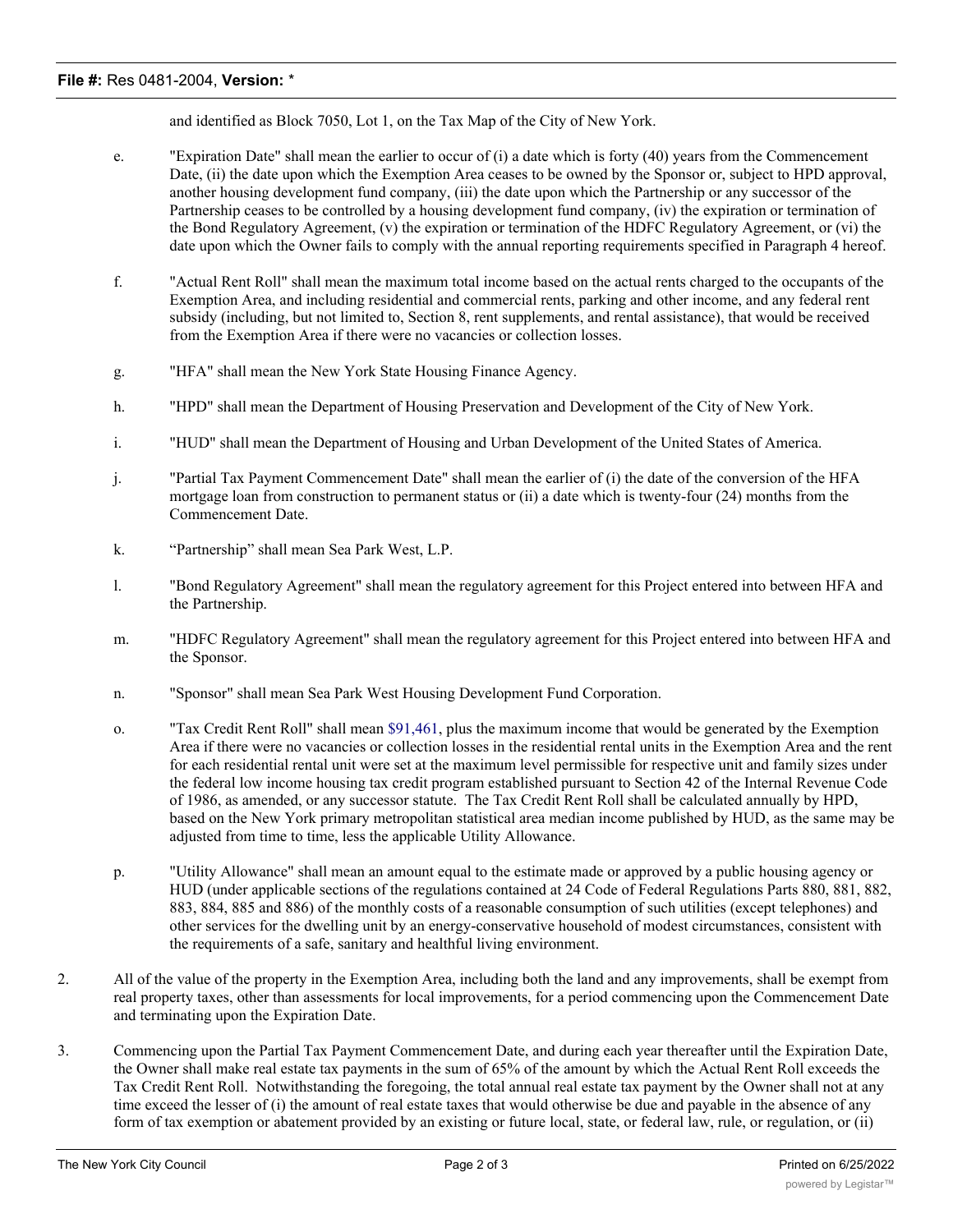and identified as Block 7050, Lot 1, on the Tax Map of the City of New York.

e. "Expiration Date" shall mean the earlier to occur of (i) a date which is forty (40) years from the Commencement Date, (ii) the date upon which the Exemption Area ceases to be owned by the Sponsor or, subject to HPD approval, another housing development fund company, (iii) the date upon which the Partnership or any successor of the Partnership ceases to be controlled by a housing development fund company, (iv) the expiration or termination of the Bond Regulatory Agreement, (v) the expiration or termination of the HDFC Regulatory Agreement, or (vi) the date upon which the Owner fails to comply with the annual reporting requirements specified in Paragraph 4 hereof.

f. "Actual Rent Roll" shall mean the maximum total income based on the actual rents charged to the occupants of the Exemption Area, and including residential and commercial rents, parking and other income, and any federal rent subsidy (including, but not limited to, Section 8, rent supplements, and rental assistance), that would be received from the Exemption Area if there were no vacancies or collection losses.

g. "HFA" shall mean the New York State Housing Finance Agency.

h. "HPD" shall mean the Department of Housing Preservation and Development of the City of New York.

i. "HUD" shall mean the Department of Housing and Urban Development of the United States of America.

j. "Partial Tax Payment Commencement Date" shall mean the earlier of (i) the date of the conversion of the HFA mortgage loan from construction to permanent status or (ii) a date which is twenty-four (24) months from the Commencement Date.

k. "Partnership" shall mean Sea Park West, L.P.

l. "Bond Regulatory Agreement" shall mean the regulatory agreement for this Project entered into between HFA and the Partnership.

m. "HDFC Regulatory Agreement" shall mean the regulatory agreement for this Project entered into between HFA and the Sponsor.

n. "Sponsor" shall mean Sea Park West Housing Development Fund Corporation.

o. "Tax Credit Rent Roll" shall mean $91,461, plus the maximum income that would be generated by the Exemption Area if there were no vacancies or collection losses in the residential rental units in the Exemption Area and the rent for each residential rental unit were set at the maximum level permissible for respective unit and family sizes under the federal low income housing tax credit program established pursuant to Section 42 of the Internal Revenue Code of 1986, as amended, or any successor statute. The Tax Credit Rent Roll shall be calculated annually by HPD, based on the New York primary metropolitan statistical area median income published by HUD, as the same may be adjusted from time to time, less the applicable Utility Allowance.

p. "Utility Allowance" shall mean an amount equal to the estimate made or approved by a public housing agency or HUD (under applicable sections of the regulations contained at 24 Code of Federal Regulations Parts 880, 881, 882, 883, 884, 885 and 886) of the monthly costs of a reasonable consumption of such utilities (except telephones) and other services for the dwelling unit by an energy-conservative household of modest circumstances, consistent with the requirements of a safe, sanitary and healthful living environment.

2. All of the value of the property in the Exemption Area, including both the land and any improvements, shall be exempt from real property taxes, other than assessments for local improvements, for a period commencing upon the Commencement Date and terminating upon the Expiration Date.

3. Commencing upon the Partial Tax Payment Commencement Date, and during each year thereafter until the Expiration Date, the Owner shall make real estate tax payments in the sum of 65% of the amount by which the Actual Rent Roll exceeds the Tax Credit Rent Roll. Notwithstanding the foregoing, the total annual real estate tax payment by the Owner shall not at any time exceed the lesser of (i) the amount of real estate taxes that would otherwise be due and payable in the absence of any form of tax exemption or abatement provided by an existing or future local, state, or federal law, rule, or regulation, or (ii)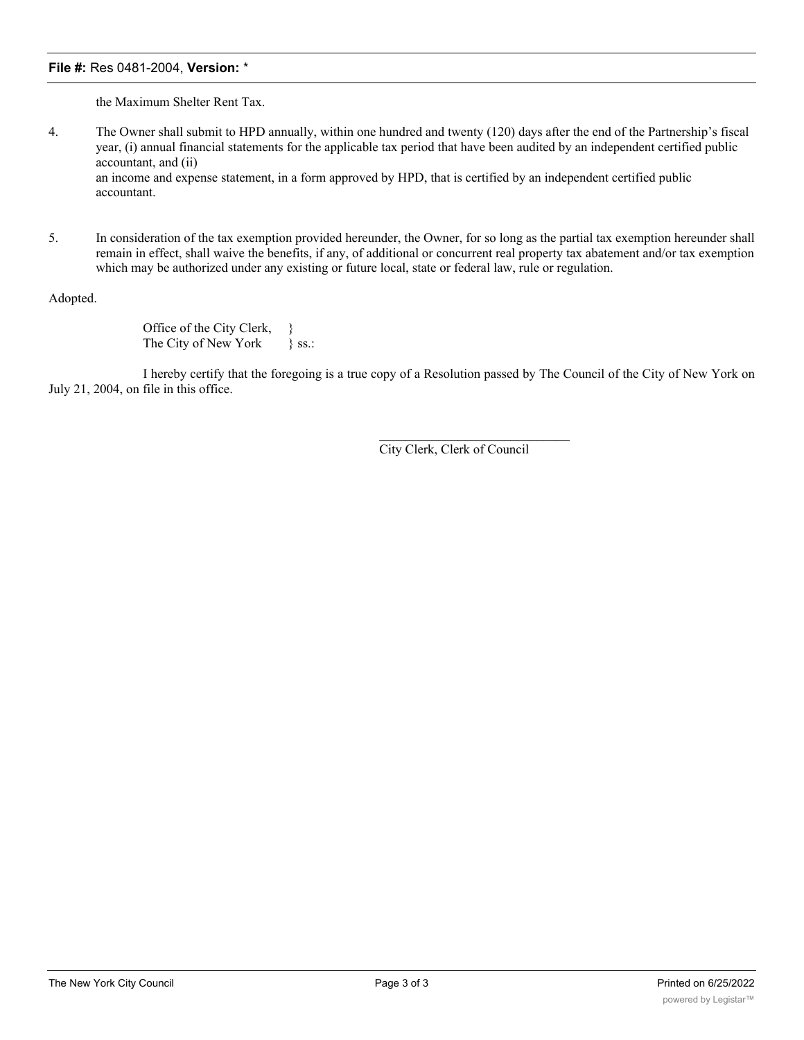the Maximum Shelter Rent Tax.

4. The Owner shall submit to HPD annually, within one hundred and twenty (120) days after the end of the Partnership's fiscal year, (i) annual financial statements for the applicable tax period that have been audited by an independent certified public accountant, and (ii) an income and expense statement, in a form approved by HPD, that is certified by an independent certified public accountant.

5. In consideration of the tax exemption provided hereunder, the Owner, for so long as the partial tax exemption hereunder shall remain in effect, shall waive the benefits, if any, of additional or concurrent real property tax abatement and/or tax exemption which may be authorized under any existing or future local, state or federal law, rule or regulation.

Adopted.

Office of the City Clerk, }
The City of New York } ss.:

I hereby certify that the foregoing is a true copy of a Resolution passed by The Council of the City of New York on July 21, 2004, on file in this office.

______________________________
City Clerk, Clerk of Council